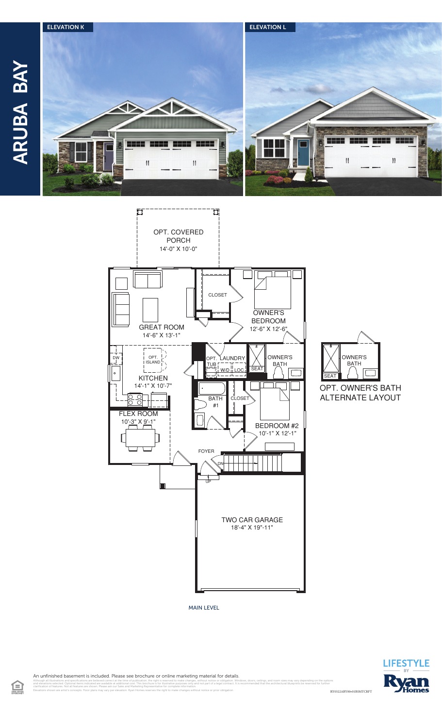# ARUBA BAY

**ELEVATION K**

**ELEVATION L**

OPT. COVERED PORCH
14'-0" X 10'-0"

CLOSET

OWNER'S BEDROOM
12'-6" X 12'-6"

GREAT ROOM
14'-6" X 13'-1"

DW

OPT. ISLAND

KITCHEN
14'-1" X 10'-7"

OPT. TUB

LAUNDRY

W/D

LOC.

SEAT

OWNER'S BATH

OWNER'S BATH

SEAT

OPT. OWNER'S BATH ALTERNATE LAYOUT

BATH #1

CLOSET

BEDROOM #2
10'-1" X 12'-1"

FLEX ROOM
10'-3" X 9'-1"

FOYER

DN

UP

TWO CAR GARAGE
18'-4" X 19"-11"

MAIN LEVEL

An unfinished basement is included. Please see brochure or online marketing material for details.

Although all illustrations and specifications are believed correct at the time of publication, the right is reserved to make changes, without notice or obligation. Windows, doors, ceilings, and room sizes may vary depending on the options and elevations selected. Optional items indicated are available at additional cost. This brochure is for illustrative purposes only and not part of a legal contract. It is recommended that the architectural blueprints be reserved for further clarification of features. Not all features are shown. Please ask our Sales and Marketing Representative for complete information.
Elevations shown are artist's concepts. Floor plans may vary per elevation. Ryan Homes reserves the right to make changes without notice or prior obligation.

RY0322ABY00v01BSMTCRFT

LIFESTYLE BY Ryan Homes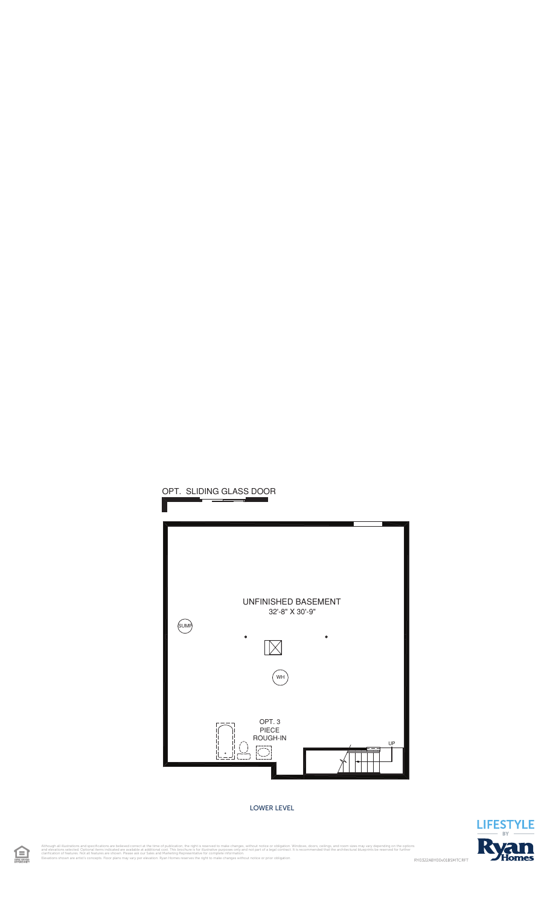OPT. SLIDING GLASS DOOR

UNFINISHED BASEMENT
32'-8" X 30'-9"

SUMP

WH

OPT. 3
PIECE
ROUGH-IN

UP

LOWER LEVEL

LIFESTYLE
BY
Ryan Homes

Although all illustrations and specifications are believed correct at the time of publication, the right is reserved to make changes, without notice or obligation. Windows, doors, ceilings, and room sizes may vary depending on the options and elevations selected. Optional items indicated are available at additional cost. This brochure is for illustrative purposes only and not part of a legal contract. It is recommended that the architectural blueprints be reviewed for further clarification of features. Not all features are shown. Please ask our Sales and Marketing Representative for complete information.
Elevations shown are artist's concepts. Floor plans may vary per elevation. Ryan Homes reserves the right to make changes without notice or prior obligation.

RY0322ABY00v01BSMTCRFT